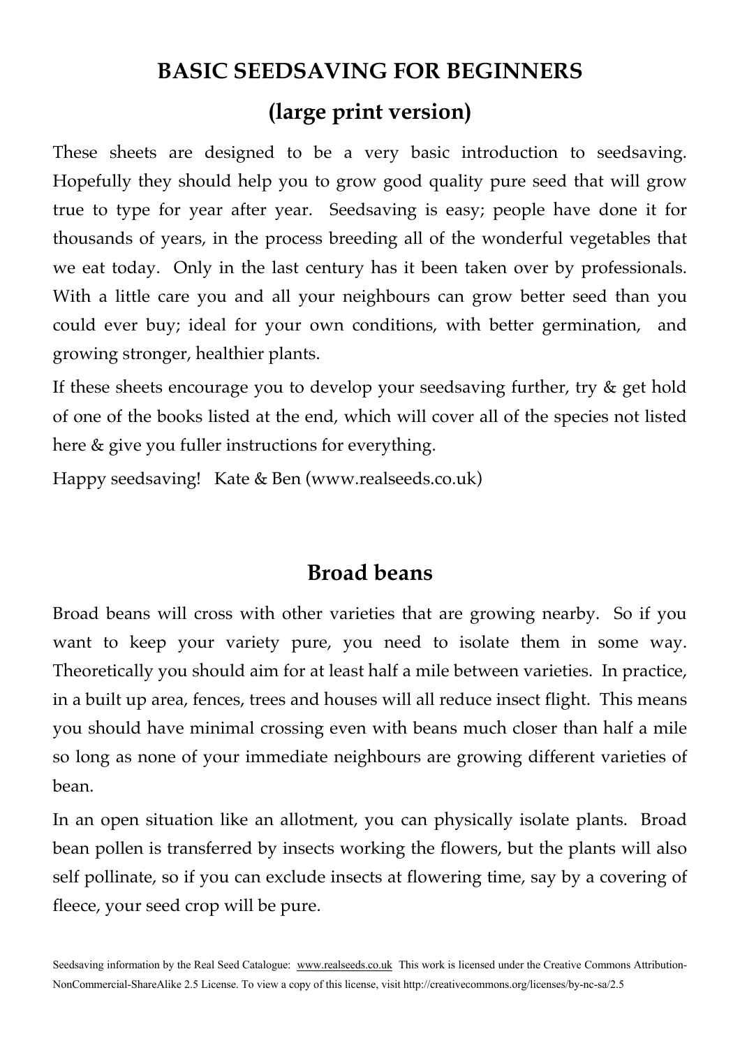# BASIC SEEDSAVING FOR BEGINNERS

## (large print version)

These sheets are designed to be a very basic introduction to seedsaving. Hopefully they should help you to grow good quality pure seed that will grow true to type for year after year. Seedsaving is easy; people have done it for thousands of years, in the process breeding all of the wonderful vegetables that we eat today. Only in the last century has it been taken over by professionals. With a little care you and all your neighbours can grow better seed than you could ever buy; ideal for your own conditions, with better germination, and growing stronger, healthier plants.

If these sheets encourage you to develop your seedsaving further, try & get hold of one of the books listed at the end, which will cover all of the species not listed here & give you fuller instructions for everything.

Happy seedsaving! Kate & Ben (www.realseeds.co.uk)

## Broad beans

Broad beans will cross with other varieties that are growing nearby. So if you want to keep your variety pure, you need to isolate them in some way. Theoretically you should aim for at least half a mile between varieties. In practice, in a built up area, fences, trees and houses will all reduce insect flight. This means you should have minimal crossing even with beans much closer than half a mile so long as none of your immediate neighbours are growing different varieties of bean.

In an open situation like an allotment, you can physically isolate plants. Broad bean pollen is transferred by insects working the flowers, but the plants will also self pollinate, so if you can exclude insects at flowering time, say by a covering of fleece, your seed crop will be pure.

Seedsaving information by the Real Seed Catalogue: www.realseeds.co.uk This work is licensed under the Creative Commons Attribution-NonCommercial-ShareAlike 2.5 License. To view a copy of this license, visit http://creativecommons.org/licenses/by-nc-sa/2.5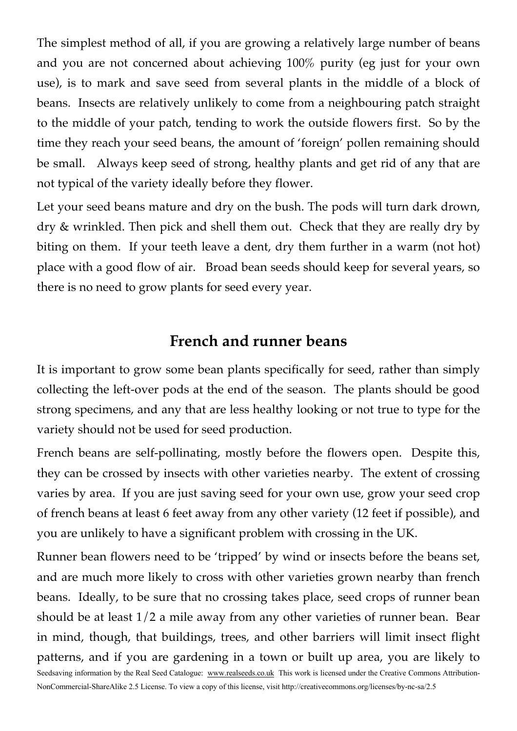The simplest method of all, if you are growing a relatively large number of beans and you are not concerned about achieving 100% purity (eg just for your own use), is to mark and save seed from several plants in the middle of a block of beans. Insects are relatively unlikely to come from a neighbouring patch straight to the middle of your patch, tending to work the outside flowers first. So by the time they reach your seed beans, the amount of 'foreign' pollen remaining should be small. Always keep seed of strong, healthy plants and get rid of any that are not typical of the variety ideally before they flower.

Let your seed beans mature and dry on the bush. The pods will turn dark drown, dry & wrinkled. Then pick and shell them out. Check that they are really dry by biting on them. If your teeth leave a dent, dry them further in a warm (not hot) place with a good flow of air. Broad bean seeds should keep for several years, so there is no need to grow plants for seed every year.

## French and runner beans

It is important to grow some bean plants specifically for seed, rather than simply collecting the left-over pods at the end of the season. The plants should be good strong specimens, and any that are less healthy looking or not true to type for the variety should not be used for seed production.

French beans are self-pollinating, mostly before the flowers open. Despite this, they can be crossed by insects with other varieties nearby. The extent of crossing varies by area. If you are just saving seed for your own use, grow your seed crop of french beans at least 6 feet away from any other variety (12 feet if possible), and you are unlikely to have a significant problem with crossing in the UK.

Runner bean flowers need to be 'tripped' by wind or insects before the beans set, and are much more likely to cross with other varieties grown nearby than french beans. Ideally, to be sure that no crossing takes place, seed crops of runner bean should be at least 1/2 a mile away from any other varieties of runner bean. Bear in mind, though, that buildings, trees, and other barriers will limit insect flight patterns, and if you are gardening in a town or built up area, you are likely to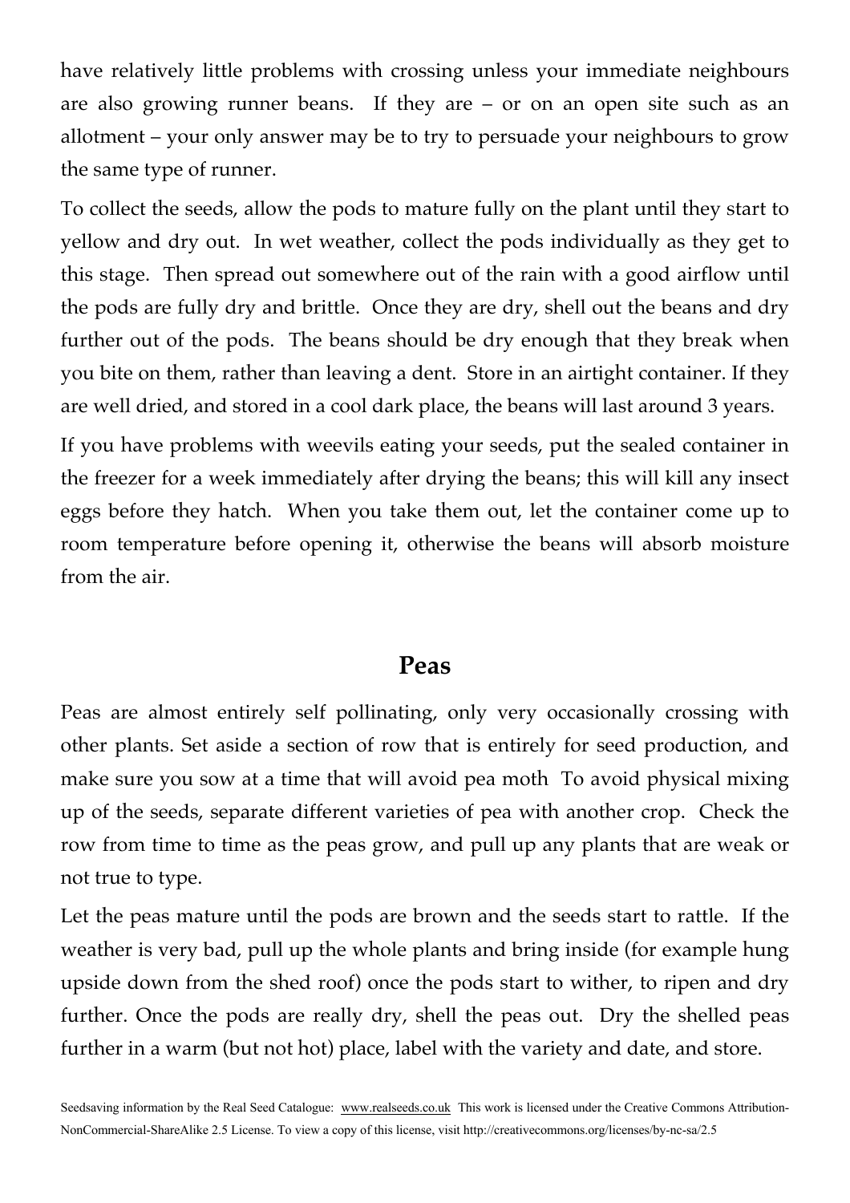have relatively little problems with crossing unless your immediate neighbours are also growing runner beans. If they are – or on an open site such as an allotment – your only answer may be to try to persuade your neighbours to grow the same type of runner.

To collect the seeds, allow the pods to mature fully on the plant until they start to yellow and dry out. In wet weather, collect the pods individually as they get to this stage. Then spread out somewhere out of the rain with a good airflow until the pods are fully dry and brittle. Once they are dry, shell out the beans and dry further out of the pods. The beans should be dry enough that they break when you bite on them, rather than leaving a dent. Store in an airtight container. If they are well dried, and stored in a cool dark place, the beans will last around 3 years.

If you have problems with weevils eating your seeds, put the sealed container in the freezer for a week immediately after drying the beans; this will kill any insect eggs before they hatch. When you take them out, let the container come up to room temperature before opening it, otherwise the beans will absorb moisture from the air.

## Peas

Peas are almost entirely self pollinating, only very occasionally crossing with other plants. Set aside a section of row that is entirely for seed production, and make sure you sow at a time that will avoid pea moth To avoid physical mixing up of the seeds, separate different varieties of pea with another crop. Check the row from time to time as the peas grow, and pull up any plants that are weak or not true to type.

Let the peas mature until the pods are brown and the seeds start to rattle. If the weather is very bad, pull up the whole plants and bring inside (for example hung upside down from the shed roof) once the pods start to wither, to ripen and dry further. Once the pods are really dry, shell the peas out. Dry the shelled peas further in a warm (but not hot) place, label with the variety and date, and store.

Seedsaving information by the Real Seed Catalogue: www.realseeds.co.uk This work is licensed under the Creative Commons Attribution-NonCommercial-ShareAlike 2.5 License. To view a copy of this license, visit http://creativecommons.org/licenses/by-nc-sa/2.5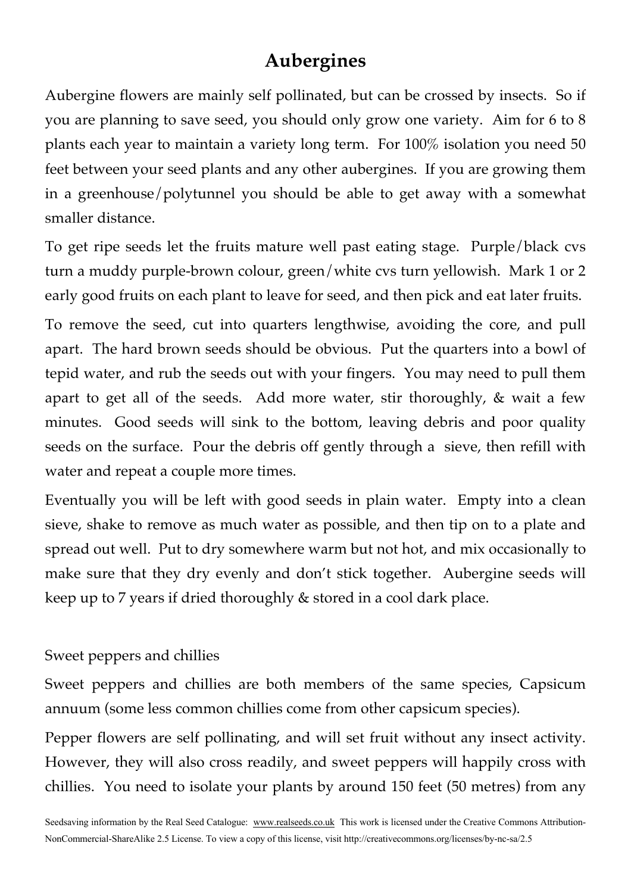# Aubergines

Aubergine flowers are mainly self pollinated, but can be crossed by insects. So if you are planning to save seed, you should only grow one variety. Aim for 6 to 8 plants each year to maintain a variety long term. For 100% isolation you need 50 feet between your seed plants and any other aubergines. If you are growing them in a greenhouse/polytunnel you should be able to get away with a somewhat smaller distance.

To get ripe seeds let the fruits mature well past eating stage. Purple/black cvs turn a muddy purple-brown colour, green/white cvs turn yellowish. Mark 1 or 2 early good fruits on each plant to leave for seed, and then pick and eat later fruits.

To remove the seed, cut into quarters lengthwise, avoiding the core, and pull apart. The hard brown seeds should be obvious. Put the quarters into a bowl of tepid water, and rub the seeds out with your fingers. You may need to pull them apart to get all of the seeds. Add more water, stir thoroughly, & wait a few minutes. Good seeds will sink to the bottom, leaving debris and poor quality seeds on the surface. Pour the debris off gently through a sieve, then refill with water and repeat a couple more times.

Eventually you will be left with good seeds in plain water. Empty into a clean sieve, shake to remove as much water as possible, and then tip on to a plate and spread out well. Put to dry somewhere warm but not hot, and mix occasionally to make sure that they dry evenly and don't stick together. Aubergine seeds will keep up to 7 years if dried thoroughly & stored in a cool dark place.

Sweet peppers and chillies

Sweet peppers and chillies are both members of the same species, Capsicum annuum (some less common chillies come from other capsicum species).

Pepper flowers are self pollinating, and will set fruit without any insect activity. However, they will also cross readily, and sweet peppers will happily cross with chillies. You need to isolate your plants by around 150 feet (50 metres) from any

Seedsaving information by the Real Seed Catalogue: www.realseeds.co.uk This work is licensed under the Creative Commons Attribution-NonCommercial-ShareAlike 2.5 License. To view a copy of this license, visit http://creativecommons.org/licenses/by-nc-sa/2.5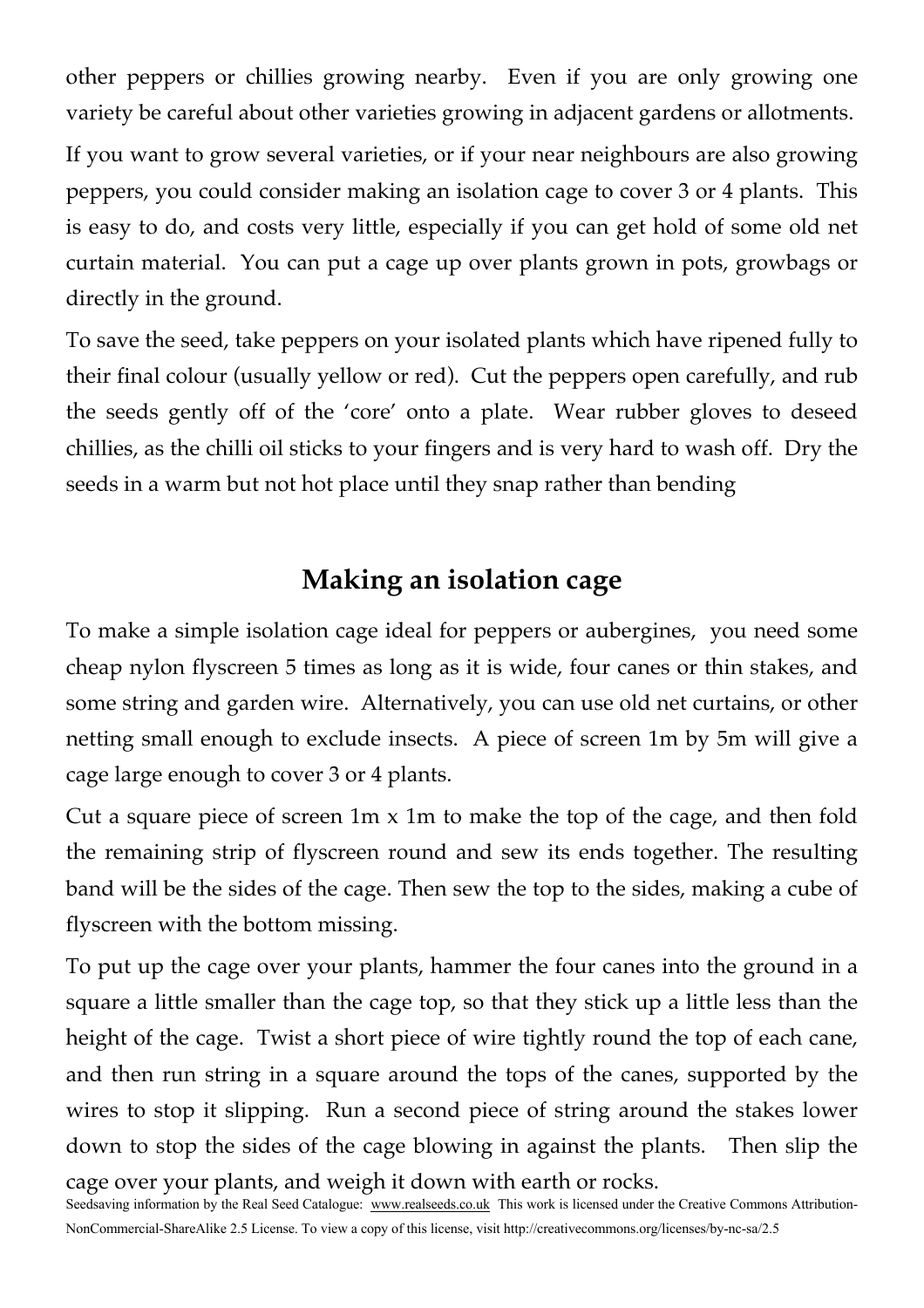other peppers or chillies growing nearby. Even if you are only growing one variety be careful about other varieties growing in adjacent gardens or allotments.

If you want to grow several varieties, or if your near neighbours are also growing peppers, you could consider making an isolation cage to cover 3 or 4 plants. This is easy to do, and costs very little, especially if you can get hold of some old net curtain material. You can put a cage up over plants grown in pots, growbags or directly in the ground.

To save the seed, take peppers on your isolated plants which have ripened fully to their final colour (usually yellow or red). Cut the peppers open carefully, and rub the seeds gently off of the 'core' onto a plate. Wear rubber gloves to deseed chillies, as the chilli oil sticks to your fingers and is very hard to wash off. Dry the seeds in a warm but not hot place until they snap rather than bending

## Making an isolation cage

To make a simple isolation cage ideal for peppers or aubergines, you need some cheap nylon flyscreen 5 times as long as it is wide, four canes or thin stakes, and some string and garden wire. Alternatively, you can use old net curtains, or other netting small enough to exclude insects. A piece of screen 1m by 5m will give a cage large enough to cover 3 or 4 plants.

Cut a square piece of screen 1m x 1m to make the top of the cage, and then fold the remaining strip of flyscreen round and sew its ends together. The resulting band will be the sides of the cage. Then sew the top to the sides, making a cube of flyscreen with the bottom missing.

To put up the cage over your plants, hammer the four canes into the ground in a square a little smaller than the cage top, so that they stick up a little less than the height of the cage. Twist a short piece of wire tightly round the top of each cane, and then run string in a square around the tops of the canes, supported by the wires to stop it slipping. Run a second piece of string around the stakes lower down to stop the sides of the cage blowing in against the plants. Then slip the cage over your plants, and weigh it down with earth or rocks.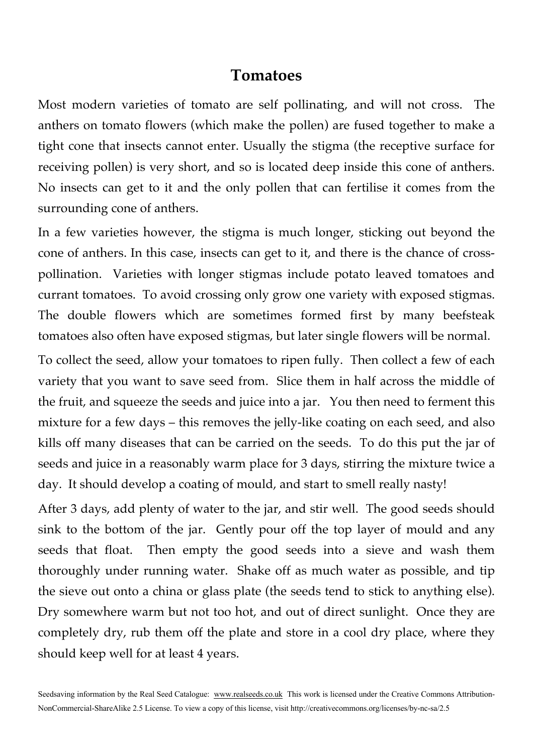# Tomatoes

Most modern varieties of tomato are self pollinating, and will not cross. The anthers on tomato flowers (which make the pollen) are fused together to make a tight cone that insects cannot enter. Usually the stigma (the receptive surface for receiving pollen) is very short, and so is located deep inside this cone of anthers. No insects can get to it and the only pollen that can fertilise it comes from the surrounding cone of anthers.

In a few varieties however, the stigma is much longer, sticking out beyond the cone of anthers. In this case, insects can get to it, and there is the chance of cross-pollination. Varieties with longer stigmas include potato leaved tomatoes and currant tomatoes. To avoid crossing only grow one variety with exposed stigmas. The double flowers which are sometimes formed first by many beefsteak tomatoes also often have exposed stigmas, but later single flowers will be normal.

To collect the seed, allow your tomatoes to ripen fully. Then collect a few of each variety that you want to save seed from. Slice them in half across the middle of the fruit, and squeeze the seeds and juice into a jar. You then need to ferment this mixture for a few days – this removes the jelly-like coating on each seed, and also kills off many diseases that can be carried on the seeds. To do this put the jar of seeds and juice in a reasonably warm place for 3 days, stirring the mixture twice a day. It should develop a coating of mould, and start to smell really nasty!

After 3 days, add plenty of water to the jar, and stir well. The good seeds should sink to the bottom of the jar. Gently pour off the top layer of mould and any seeds that float. Then empty the good seeds into a sieve and wash them thoroughly under running water. Shake off as much water as possible, and tip the sieve out onto a china or glass plate (the seeds tend to stick to anything else). Dry somewhere warm but not too hot, and out of direct sunlight. Once they are completely dry, rub them off the plate and store in a cool dry place, where they should keep well for at least 4 years.

Seedsaving information by the Real Seed Catalogue: www.realseeds.co.uk This work is licensed under the Creative Commons Attribution-NonCommercial-ShareAlike 2.5 License. To view a copy of this license, visit http://creativecommons.org/licenses/by-nc-sa/2.5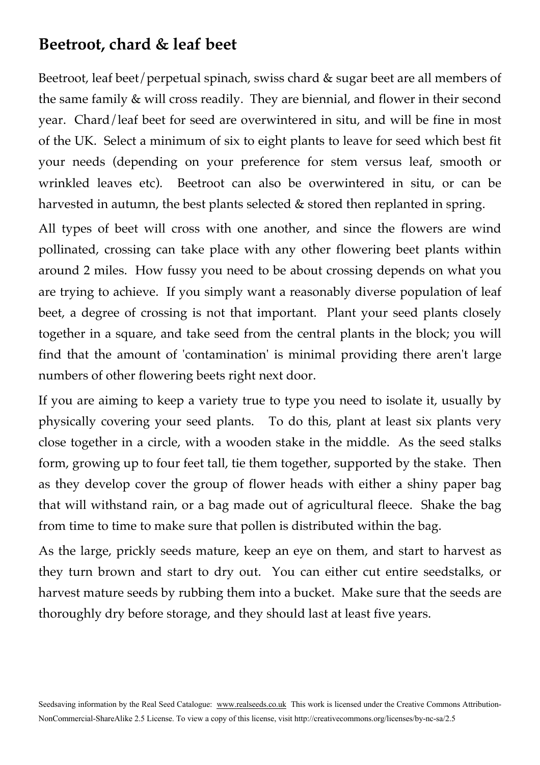## Beetroot, chard & leaf beet

Beetroot, leaf beet/perpetual spinach, swiss chard & sugar beet are all members of the same family & will cross readily. They are biennial, and flower in their second year. Chard/leaf beet for seed are overwintered in situ, and will be fine in most of the UK. Select a minimum of six to eight plants to leave for seed which best fit your needs (depending on your preference for stem versus leaf, smooth or wrinkled leaves etc). Beetroot can also be overwintered in situ, or can be harvested in autumn, the best plants selected & stored then replanted in spring.

All types of beet will cross with one another, and since the flowers are wind pollinated, crossing can take place with any other flowering beet plants within around 2 miles. How fussy you need to be about crossing depends on what you are trying to achieve. If you simply want a reasonably diverse population of leaf beet, a degree of crossing is not that important. Plant your seed plants closely together in a square, and take seed from the central plants in the block; you will find that the amount of 'contamination' is minimal providing there aren't large numbers of other flowering beets right next door.

If you are aiming to keep a variety true to type you need to isolate it, usually by physically covering your seed plants. To do this, plant at least six plants very close together in a circle, with a wooden stake in the middle. As the seed stalks form, growing up to four feet tall, tie them together, supported by the stake. Then as they develop cover the group of flower heads with either a shiny paper bag that will withstand rain, or a bag made out of agricultural fleece. Shake the bag from time to time to make sure that pollen is distributed within the bag.

As the large, prickly seeds mature, keep an eye on them, and start to harvest as they turn brown and start to dry out. You can either cut entire seedstalks, or harvest mature seeds by rubbing them into a bucket. Make sure that the seeds are thoroughly dry before storage, and they should last at least five years.

Seedsaving information by the Real Seed Catalogue: www.realseeds.co.uk This work is licensed under the Creative Commons Attribution-NonCommercial-ShareAlike 2.5 License. To view a copy of this license, visit http://creativecommons.org/licenses/by-nc-sa/2.5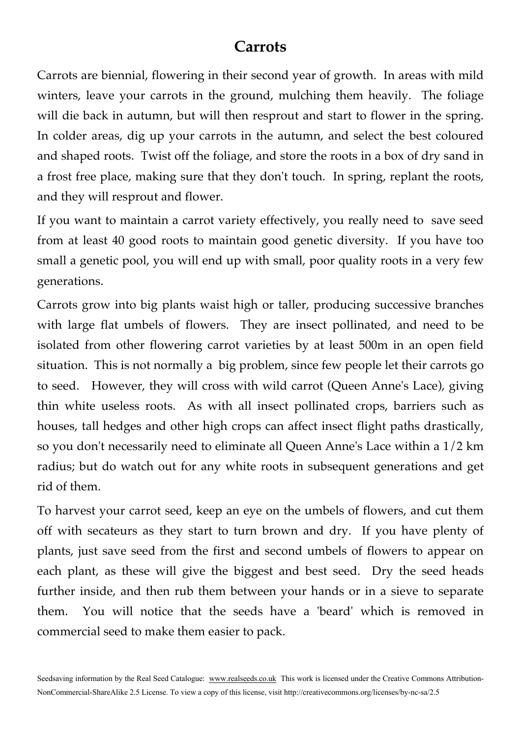# Carrots

Carrots are biennial, flowering in their second year of growth. In areas with mild winters, leave your carrots in the ground, mulching them heavily. The foliage will die back in autumn, but will then resprout and start to flower in the spring. In colder areas, dig up your carrots in the autumn, and select the best coloured and shaped roots. Twist off the foliage, and store the roots in a box of dry sand in a frost free place, making sure that they don't touch. In spring, replant the roots, and they will resprout and flower.

If you want to maintain a carrot variety effectively, you really need to save seed from at least 40 good roots to maintain good genetic diversity. If you have too small a genetic pool, you will end up with small, poor quality roots in a very few generations.

Carrots grow into big plants waist high or taller, producing successive branches with large flat umbels of flowers. They are insect pollinated, and need to be isolated from other flowering carrot varieties by at least 500m in an open field situation. This is not normally a big problem, since few people let their carrots go to seed. However, they will cross with wild carrot (Queen Anne's Lace), giving thin white useless roots. As with all insect pollinated crops, barriers such as houses, tall hedges and other high crops can affect insect flight paths drastically, so you don't necessarily need to eliminate all Queen Anne's Lace within a 1/2 km radius; but do watch out for any white roots in subsequent generations and get rid of them.

To harvest your carrot seed, keep an eye on the umbels of flowers, and cut them off with secateurs as they start to turn brown and dry. If you have plenty of plants, just save seed from the first and second umbels of flowers to appear on each plant, as these will give the biggest and best seed. Dry the seed heads further inside, and then rub them between your hands or in a sieve to separate them. You will notice that the seeds have a 'beard' which is removed in commercial seed to make them easier to pack.

Seedsaving information by the Real Seed Catalogue: www.realseeds.co.uk This work is licensed under the Creative Commons Attribution-NonCommercial-ShareAlike 2.5 License. To view a copy of this license, visit http://creativecommons.org/licenses/by-nc-sa/2.5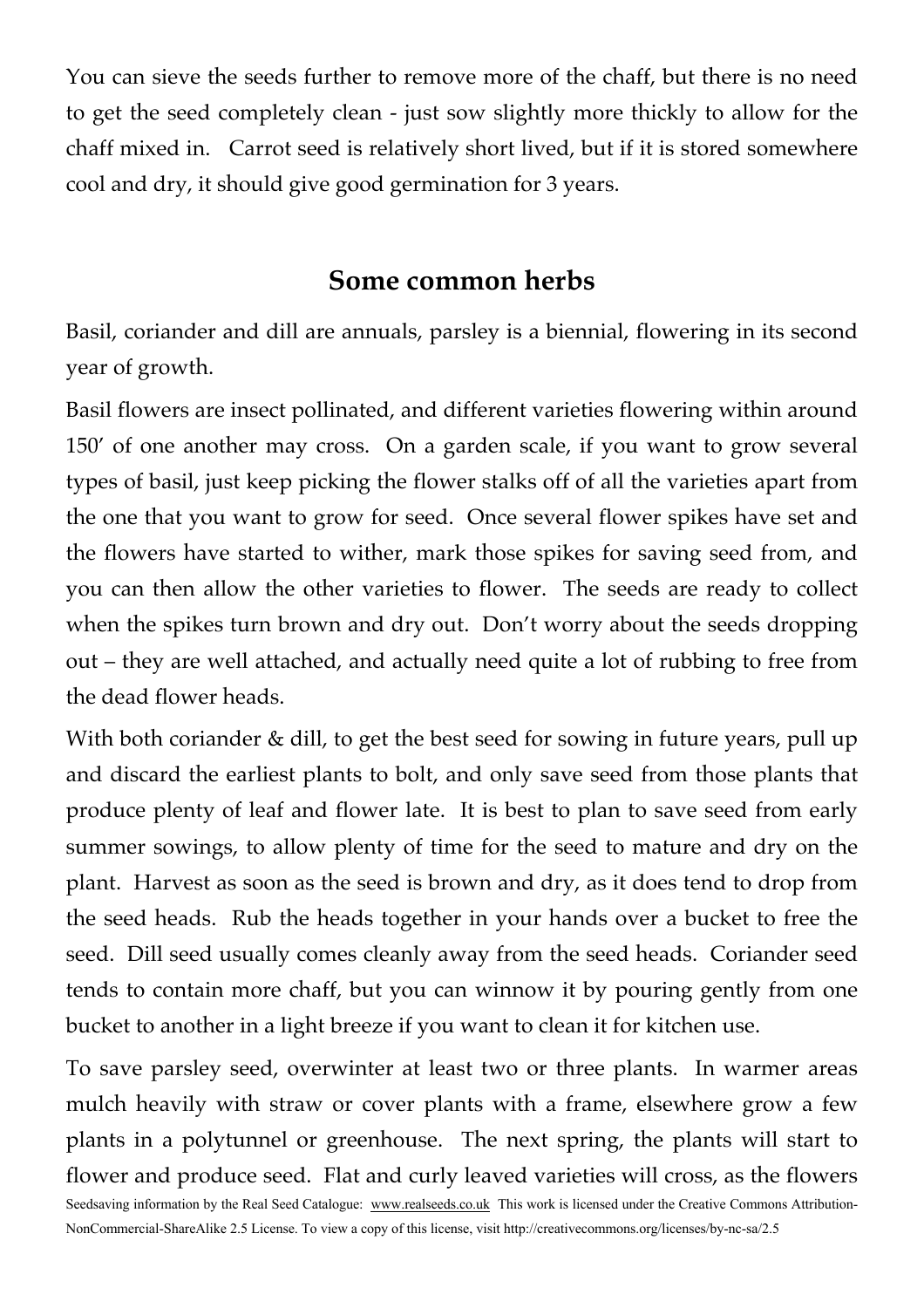You can sieve the seeds further to remove more of the chaff, but there is no need to get the seed completely clean - just sow slightly more thickly to allow for the chaff mixed in. Carrot seed is relatively short lived, but if it is stored somewhere cool and dry, it should give good germination for 3 years.

## Some common herbs

Basil, coriander and dill are annuals, parsley is a biennial, flowering in its second year of growth.

Basil flowers are insect pollinated, and different varieties flowering within around 150' of one another may cross. On a garden scale, if you want to grow several types of basil, just keep picking the flower stalks off of all the varieties apart from the one that you want to grow for seed. Once several flower spikes have set and the flowers have started to wither, mark those spikes for saving seed from, and you can then allow the other varieties to flower. The seeds are ready to collect when the spikes turn brown and dry out. Don't worry about the seeds dropping out – they are well attached, and actually need quite a lot of rubbing to free from the dead flower heads.

With both coriander & dill, to get the best seed for sowing in future years, pull up and discard the earliest plants to bolt, and only save seed from those plants that produce plenty of leaf and flower late. It is best to plan to save seed from early summer sowings, to allow plenty of time for the seed to mature and dry on the plant. Harvest as soon as the seed is brown and dry, as it does tend to drop from the seed heads. Rub the heads together in your hands over a bucket to free the seed. Dill seed usually comes cleanly away from the seed heads. Coriander seed tends to contain more chaff, but you can winnow it by pouring gently from one bucket to another in a light breeze if you want to clean it for kitchen use.

To save parsley seed, overwinter at least two or three plants. In warmer areas mulch heavily with straw or cover plants with a frame, elsewhere grow a few plants in a polytunnel or greenhouse. The next spring, the plants will start to flower and produce seed. Flat and curly leaved varieties will cross, as the flowers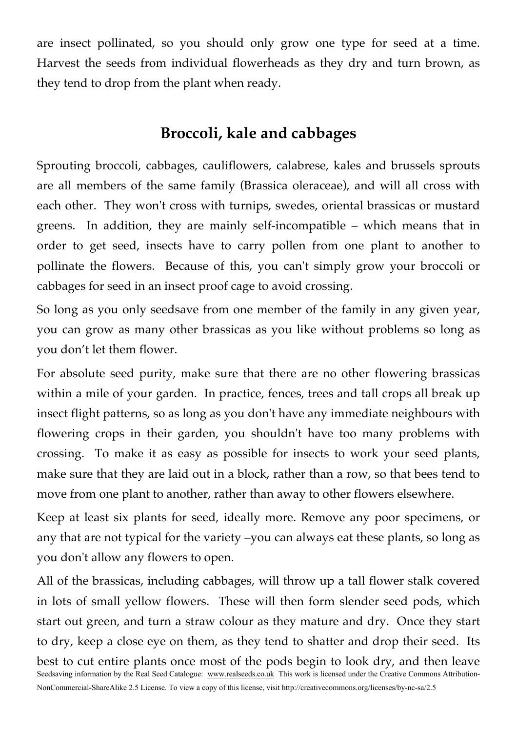are insect pollinated, so you should only grow one type for seed at a time. Harvest the seeds from individual flowerheads as they dry and turn brown, as they tend to drop from the plant when ready.

## Broccoli, kale and cabbages

Sprouting broccoli, cabbages, cauliflowers, calabrese, kales and brussels sprouts are all members of the same family (Brassica oleraceae), and will all cross with each other. They won't cross with turnips, swedes, oriental brassicas or mustard greens. In addition, they are mainly self-incompatible – which means that in order to get seed, insects have to carry pollen from one plant to another to pollinate the flowers. Because of this, you can't simply grow your broccoli or cabbages for seed in an insect proof cage to avoid crossing.

So long as you only seedsave from one member of the family in any given year, you can grow as many other brassicas as you like without problems so long as you don't let them flower.

For absolute seed purity, make sure that there are no other flowering brassicas within a mile of your garden. In practice, fences, trees and tall crops all break up insect flight patterns, so as long as you don't have any immediate neighbours with flowering crops in their garden, you shouldn't have too many problems with crossing. To make it as easy as possible for insects to work your seed plants, make sure that they are laid out in a block, rather than a row, so that bees tend to move from one plant to another, rather than away to other flowers elsewhere.

Keep at least six plants for seed, ideally more. Remove any poor specimens, or any that are not typical for the variety –you can always eat these plants, so long as you don't allow any flowers to open.

All of the brassicas, including cabbages, will throw up a tall flower stalk covered in lots of small yellow flowers. These will then form slender seed pods, which start out green, and turn a straw colour as they mature and dry. Once they start to dry, keep a close eye on them, as they tend to shatter and drop their seed. Its best to cut entire plants once most of the pods begin to look dry, and then leave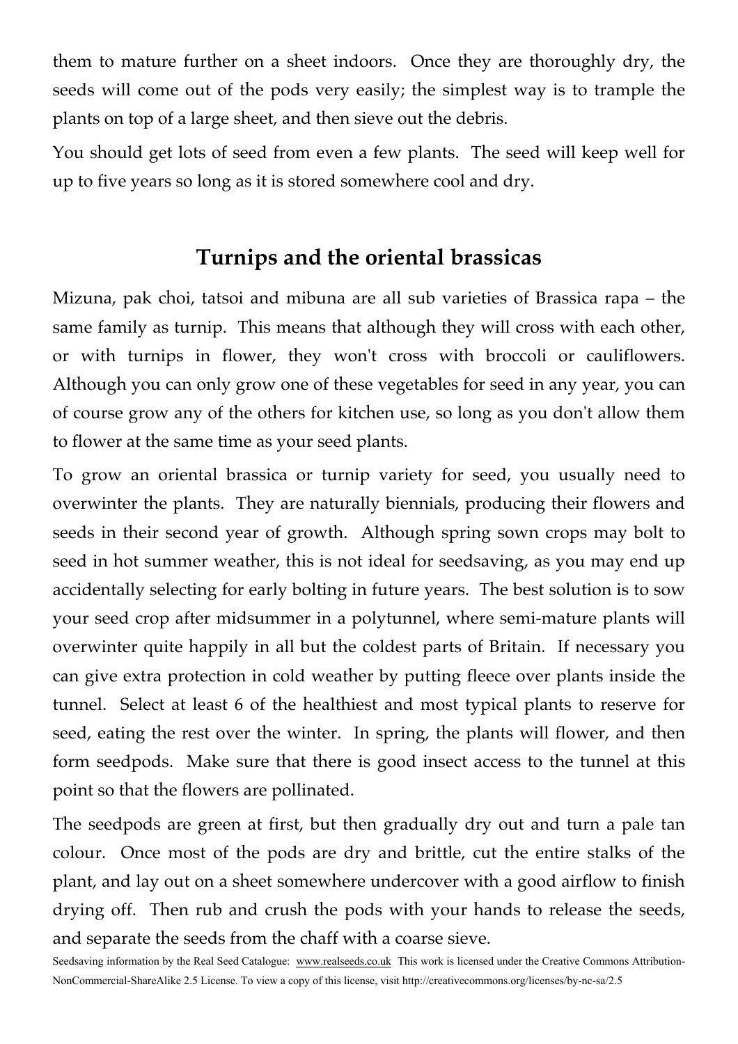them to mature further on a sheet indoors. Once they are thoroughly dry, the seeds will come out of the pods very easily; the simplest way is to trample the plants on top of a large sheet, and then sieve out the debris.

You should get lots of seed from even a few plants. The seed will keep well for up to five years so long as it is stored somewhere cool and dry.

## Turnips and the oriental brassicas

Mizuna, pak choi, tatsoi and mibuna are all sub varieties of Brassica rapa – the same family as turnip. This means that although they will cross with each other, or with turnips in flower, they won't cross with broccoli or cauliflowers. Although you can only grow one of these vegetables for seed in any year, you can of course grow any of the others for kitchen use, so long as you don't allow them to flower at the same time as your seed plants.

To grow an oriental brassica or turnip variety for seed, you usually need to overwinter the plants. They are naturally biennials, producing their flowers and seeds in their second year of growth. Although spring sown crops may bolt to seed in hot summer weather, this is not ideal for seedsaving, as you may end up accidentally selecting for early bolting in future years. The best solution is to sow your seed crop after midsummer in a polytunnel, where semi-mature plants will overwinter quite happily in all but the coldest parts of Britain. If necessary you can give extra protection in cold weather by putting fleece over plants inside the tunnel. Select at least 6 of the healthiest and most typical plants to reserve for seed, eating the rest over the winter. In spring, the plants will flower, and then form seedpods. Make sure that there is good insect access to the tunnel at this point so that the flowers are pollinated.

The seedpods are green at first, but then gradually dry out and turn a pale tan colour. Once most of the pods are dry and brittle, cut the entire stalks of the plant, and lay out on a sheet somewhere undercover with a good airflow to finish drying off. Then rub and crush the pods with your hands to release the seeds, and separate the seeds from the chaff with a coarse sieve.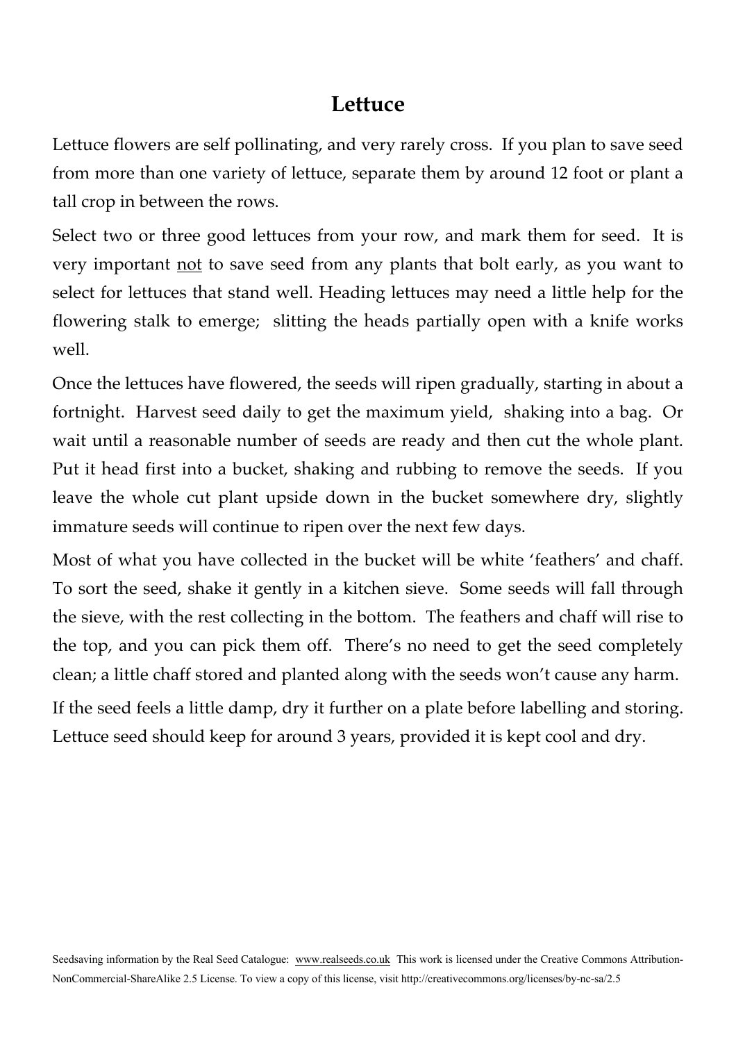# Lettuce

Lettuce flowers are self pollinating, and very rarely cross. If you plan to save seed from more than one variety of lettuce, separate them by around 12 foot or plant a tall crop in between the rows.

Select two or three good lettuces from your row, and mark them for seed. It is very important <u>not</u> to save seed from any plants that bolt early, as you want to select for lettuces that stand well. Heading lettuces may need a little help for the flowering stalk to emerge; slitting the heads partially open with a knife works well.

Once the lettuces have flowered, the seeds will ripen gradually, starting in about a fortnight. Harvest seed daily to get the maximum yield, shaking into a bag. Or wait until a reasonable number of seeds are ready and then cut the whole plant. Put it head first into a bucket, shaking and rubbing to remove the seeds. If you leave the whole cut plant upside down in the bucket somewhere dry, slightly immature seeds will continue to ripen over the next few days.

Most of what you have collected in the bucket will be white 'feathers' and chaff. To sort the seed, shake it gently in a kitchen sieve. Some seeds will fall through the sieve, with the rest collecting in the bottom. The feathers and chaff will rise to the top, and you can pick them off. There's no need to get the seed completely clean; a little chaff stored and planted along with the seeds won't cause any harm.

If the seed feels a little damp, dry it further on a plate before labelling and storing. Lettuce seed should keep for around 3 years, provided it is kept cool and dry.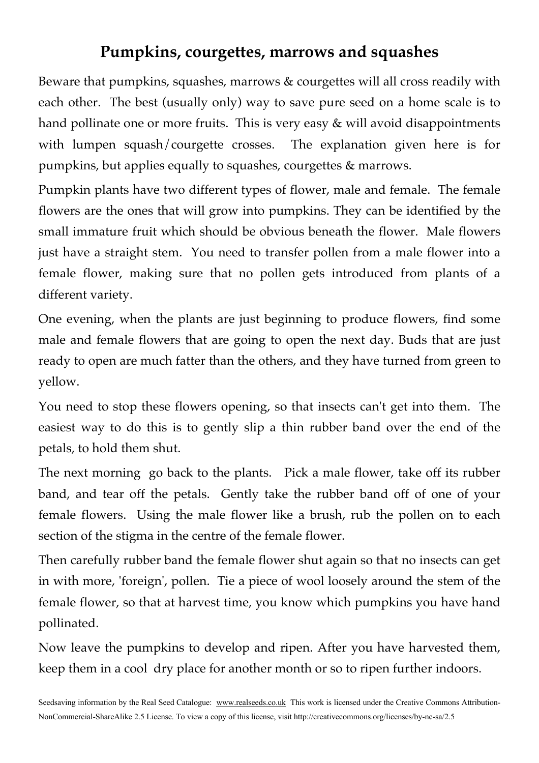# Pumpkins, courgettes, marrows and squashes

Beware that pumpkins, squashes, marrows & courgettes will all cross readily with each other. The best (usually only) way to save pure seed on a home scale is to hand pollinate one or more fruits. This is very easy & will avoid disappointments with lumpen squash/courgette crosses. The explanation given here is for pumpkins, but applies equally to squashes, courgettes & marrows.

Pumpkin plants have two different types of flower, male and female. The female flowers are the ones that will grow into pumpkins. They can be identified by the small immature fruit which should be obvious beneath the flower. Male flowers just have a straight stem. You need to transfer pollen from a male flower into a female flower, making sure that no pollen gets introduced from plants of a different variety.

One evening, when the plants are just beginning to produce flowers, find some male and female flowers that are going to open the next day. Buds that are just ready to open are much fatter than the others, and they have turned from green to yellow.

You need to stop these flowers opening, so that insects can't get into them. The easiest way to do this is to gently slip a thin rubber band over the end of the petals, to hold them shut.

The next morning go back to the plants. Pick a male flower, take off its rubber band, and tear off the petals. Gently take the rubber band off of one of your female flowers. Using the male flower like a brush, rub the pollen on to each section of the stigma in the centre of the female flower.

Then carefully rubber band the female flower shut again so that no insects can get in with more, 'foreign', pollen. Tie a piece of wool loosely around the stem of the female flower, so that at harvest time, you know which pumpkins you have hand pollinated.

Now leave the pumpkins to develop and ripen. After you have harvested them, keep them in a cool dry place for another month or so to ripen further indoors.

Seedsaving information by the Real Seed Catalogue: www.realseeds.co.uk This work is licensed under the Creative Commons Attribution-NonCommercial-ShareAlike 2.5 License. To view a copy of this license, visit http://creativecommons.org/licenses/by-nc-sa/2.5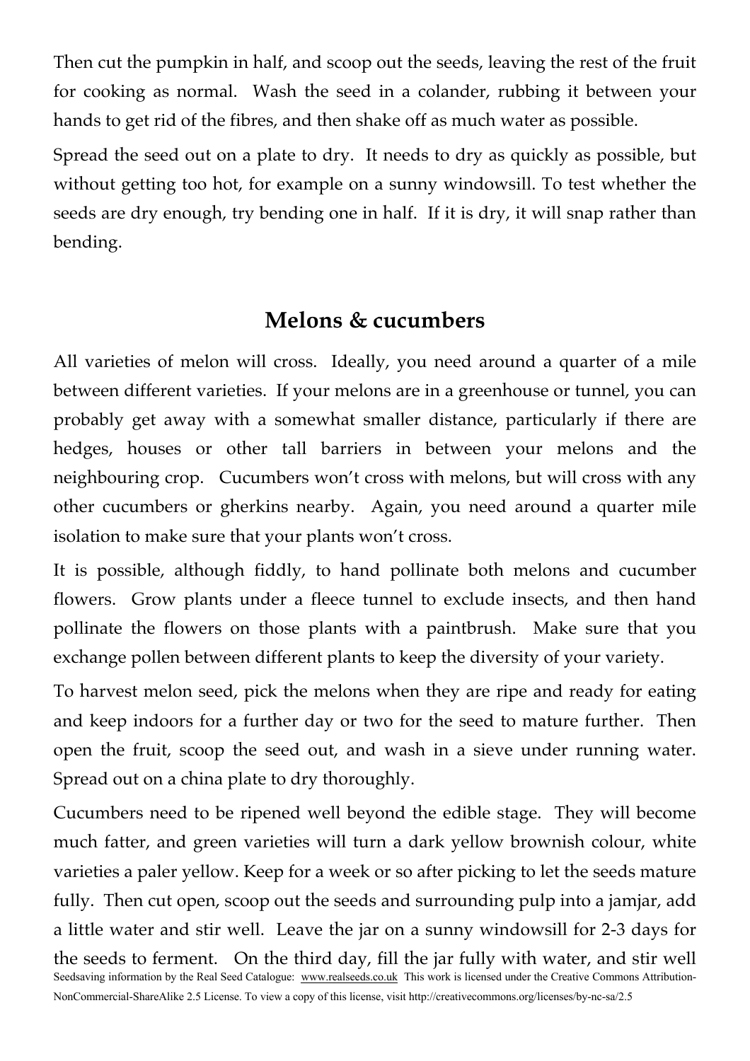Then cut the pumpkin in half, and scoop out the seeds, leaving the rest of the fruit for cooking as normal. Wash the seed in a colander, rubbing it between your hands to get rid of the fibres, and then shake off as much water as possible.

Spread the seed out on a plate to dry. It needs to dry as quickly as possible, but without getting too hot, for example on a sunny windowsill. To test whether the seeds are dry enough, try bending one in half. If it is dry, it will snap rather than bending.

## Melons & cucumbers

All varieties of melon will cross. Ideally, you need around a quarter of a mile between different varieties. If your melons are in a greenhouse or tunnel, you can probably get away with a somewhat smaller distance, particularly if there are hedges, houses or other tall barriers in between your melons and the neighbouring crop. Cucumbers won't cross with melons, but will cross with any other cucumbers or gherkins nearby. Again, you need around a quarter mile isolation to make sure that your plants won't cross.

It is possible, although fiddly, to hand pollinate both melons and cucumber flowers. Grow plants under a fleece tunnel to exclude insects, and then hand pollinate the flowers on those plants with a paintbrush. Make sure that you exchange pollen between different plants to keep the diversity of your variety.

To harvest melon seed, pick the melons when they are ripe and ready for eating and keep indoors for a further day or two for the seed to mature further. Then open the fruit, scoop the seed out, and wash in a sieve under running water. Spread out on a china plate to dry thoroughly.

Cucumbers need to be ripened well beyond the edible stage. They will become much fatter, and green varieties will turn a dark yellow brownish colour, white varieties a paler yellow. Keep for a week or so after picking to let the seeds mature fully. Then cut open, scoop out the seeds and surrounding pulp into a jamjar, add a little water and stir well. Leave the jar on a sunny windowsill for 2-3 days for the seeds to ferment. On the third day, fill the jar fully with water, and stir well

Seedsaving information by the Real Seed Catalogue: www.realseeds.co.uk This work is licensed under the Creative Commons Attribution-NonCommercial-ShareAlike 2.5 License. To view a copy of this license, visit http://creativecommons.org/licenses/by-nc-sa/2.5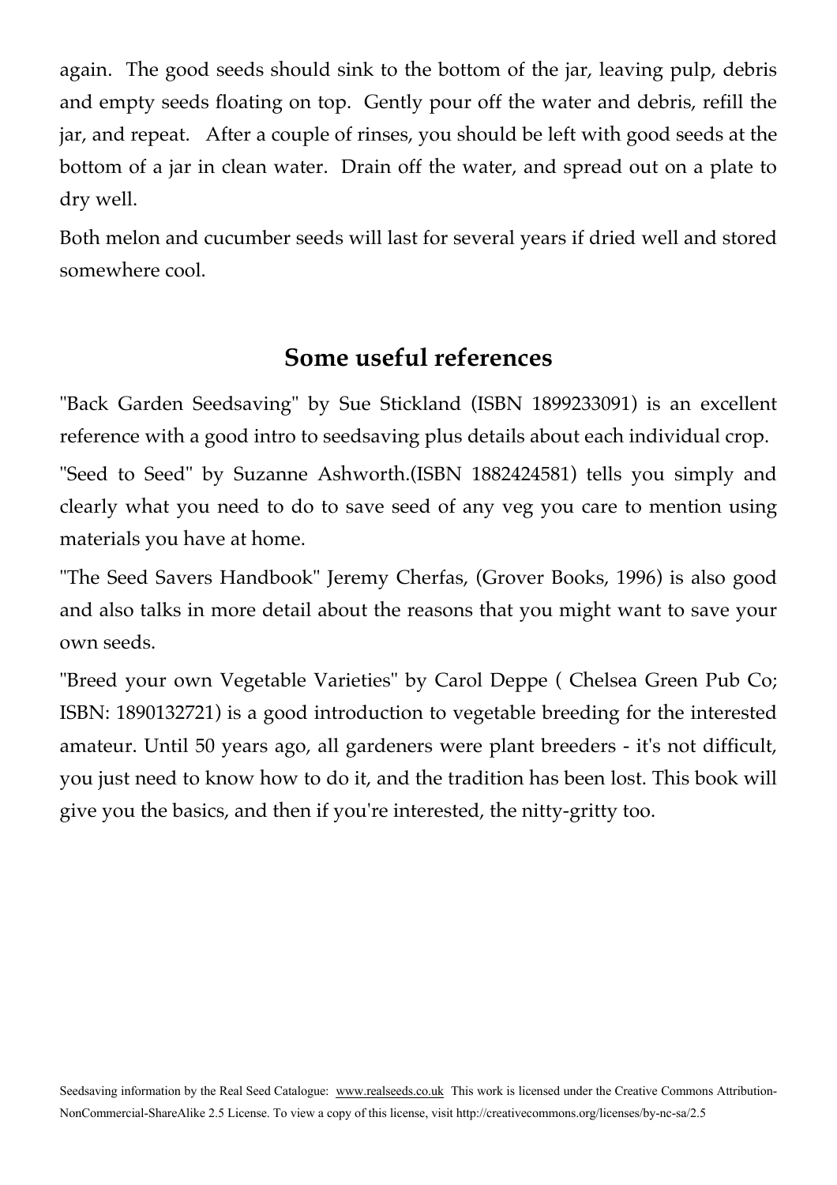again. The good seeds should sink to the bottom of the jar, leaving pulp, debris and empty seeds floating on top. Gently pour off the water and debris, refill the jar, and repeat. After a couple of rinses, you should be left with good seeds at the bottom of a jar in clean water. Drain off the water, and spread out on a plate to dry well.

Both melon and cucumber seeds will last for several years if dried well and stored somewhere cool.

## Some useful references

"Back Garden Seedsaving" by Sue Stickland (ISBN 1899233091) is an excellent reference with a good intro to seedsaving plus details about each individual crop.

"Seed to Seed" by Suzanne Ashworth.(ISBN 1882424581) tells you simply and clearly what you need to do to save seed of any veg you care to mention using materials you have at home.

"The Seed Savers Handbook" Jeremy Cherfas, (Grover Books, 1996) is also good and also talks in more detail about the reasons that you might want to save your own seeds.

"Breed your own Vegetable Varieties" by Carol Deppe ( Chelsea Green Pub Co; ISBN: 1890132721) is a good introduction to vegetable breeding for the interested amateur. Until 50 years ago, all gardeners were plant breeders - it's not difficult, you just need to know how to do it, and the tradition has been lost. This book will give you the basics, and then if you're interested, the nitty-gritty too.

Seedsaving information by the Real Seed Catalogue: www.realseeds.co.uk This work is licensed under the Creative Commons Attribution-NonCommercial-ShareAlike 2.5 License. To view a copy of this license, visit http://creativecommons.org/licenses/by-nc-sa/2.5